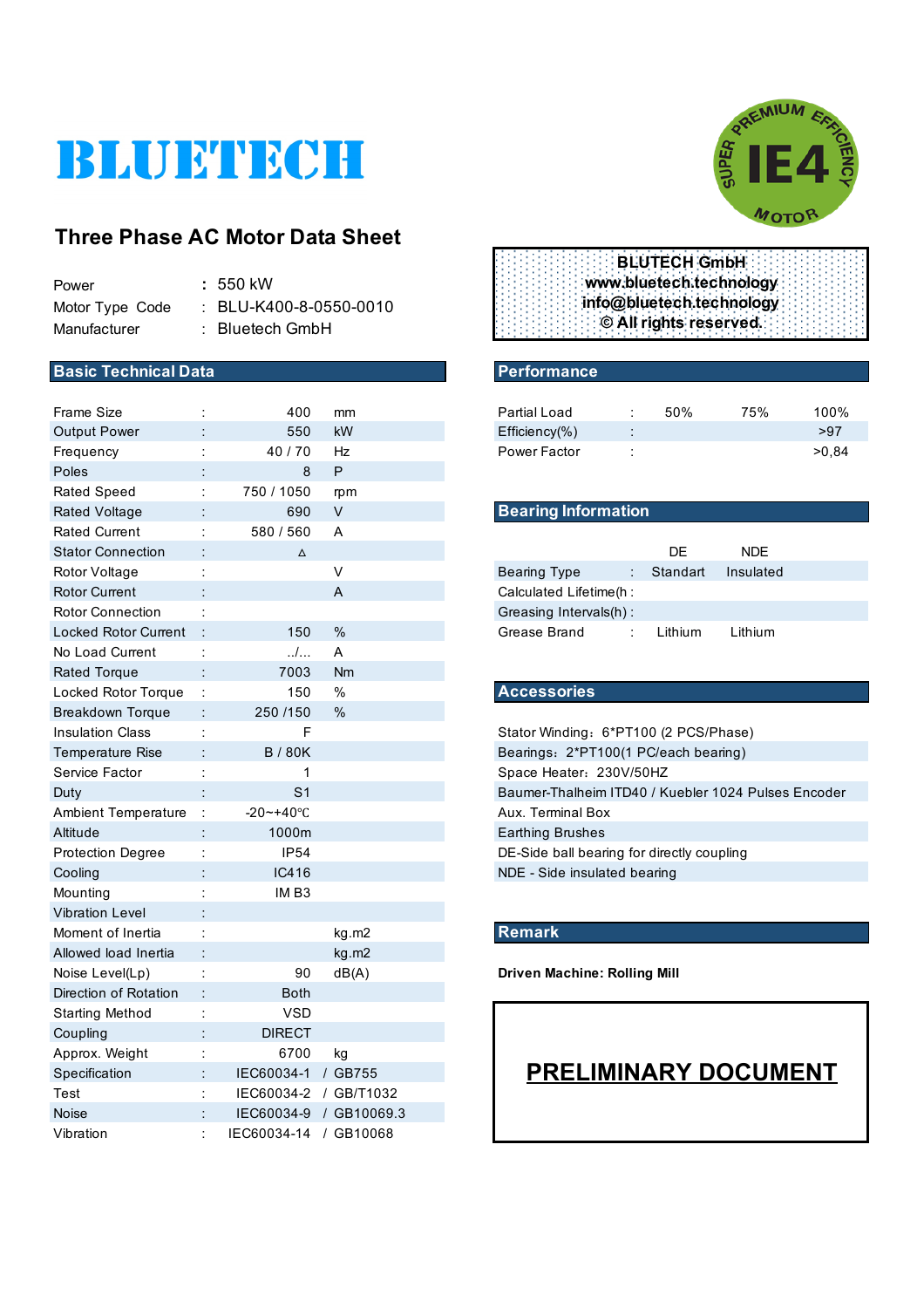# BLUETECH

SUPER PREMIUM EFFICIENCY IE4 MOTOR

## Three Phase AC Motor Data Sheet

| | | |
|---|---|---|
| Power | : | 550 kW |
| Motor Type Code | : | BLU-K400-8-0550-0010 |
| Manufacturer | : | Bluetech GmbH |

**BLUTECH GmbH**
**www.bluetech.technology**
**info@bluetech.technology**
**© All rights reserved.**

## Basic Technical Data

| | | | |
|---|---|---|---|
| Frame Size | : | 400 | mm |
| Output Power | : | 550 | kW |
| Frequency | : | 40 / 70 | Hz |
| Poles | : | 8 | P |
| Rated Speed | : | 750 / 1050 | rpm |
| Rated Voltage | : | 690 | V |
| Rated Current | : | 580 / 560 | A |
| Stator Connection | : | Δ | |
| Rotor Voltage | : | | V |
| Rotor Current | : | | A |
| Rotor Connection | : | | |
| Locked Rotor Current | : | 150 | % |
| No Load Current | : | ../... | A |
| Rated Torque | : | 7003 | Nm |
| Locked Rotor Torque | : | 150 | % |
| Breakdown Torque | : | 250 /150 | % |
| Insulation Class | : | F | |
| Temperature Rise | : | B / 80K | |
| Service Factor | : | 1 | |
| Duty | : | S1 | |
| Ambient Temperature | : | -20~+40℃ | |
| Altitude | : | 1000m | |
| Protection Degree | : | IP54 | |
| Cooling | : | IC416 | |
| Mounting | : | IM B3 | |
| Vibration Level | : | | |
| Moment of Inertia | : | | kg.m2 |
| Allowed load Inertia | : | | kg.m2 |
| Noise Level(Lp) | : | 90 | dB(A) |
| Direction of Rotation | : | Both | |
| Starting Method | : | VSD | |
| Coupling | : | DIRECT | |
| Approx. Weight | : | 6700 | kg |
| Specification | : | IEC60034-1 | / GB755 |
| Test | : | IEC60034-2 | / GB/T1032 |
| Noise | : | IEC60034-9 | / GB10069.3 |
| Vibration | : | IEC60034-14 | / GB10068 |

## Performance

| Partial Load | : | 50% | 75% | 100% |
|---|---|---|---|---|
| Efficiency(%) | : | | | >97 |
| Power Factor | : | | | >0,84 |

## Bearing Information

| | | DE | NDE |
|---|---|---|---|
| Bearing Type | : | Standart | Insulated |
| Calculated Lifetime(h | : | | |
| Greasing Intervals(h) | : | | |
| Grease Brand | : | Lithium | Lithium |

## Accessories

- Stator Winding：6*PT100 (2 PCS/Phase)
- Bearings：2*PT100(1 PC/each bearing)
- Space Heater：230V/50HZ
- Baumer-Thalheim ITD40 / Kuebler 1024 Pulses Encoder
- Aux. Terminal Box
- Earthing Brushes
- DE-Side ball bearing for directly coupling
- NDE - Side insulated bearing

## Remark

**Driven Machine: Rolling Mill**

**PRELIMINARY DOCUMENT**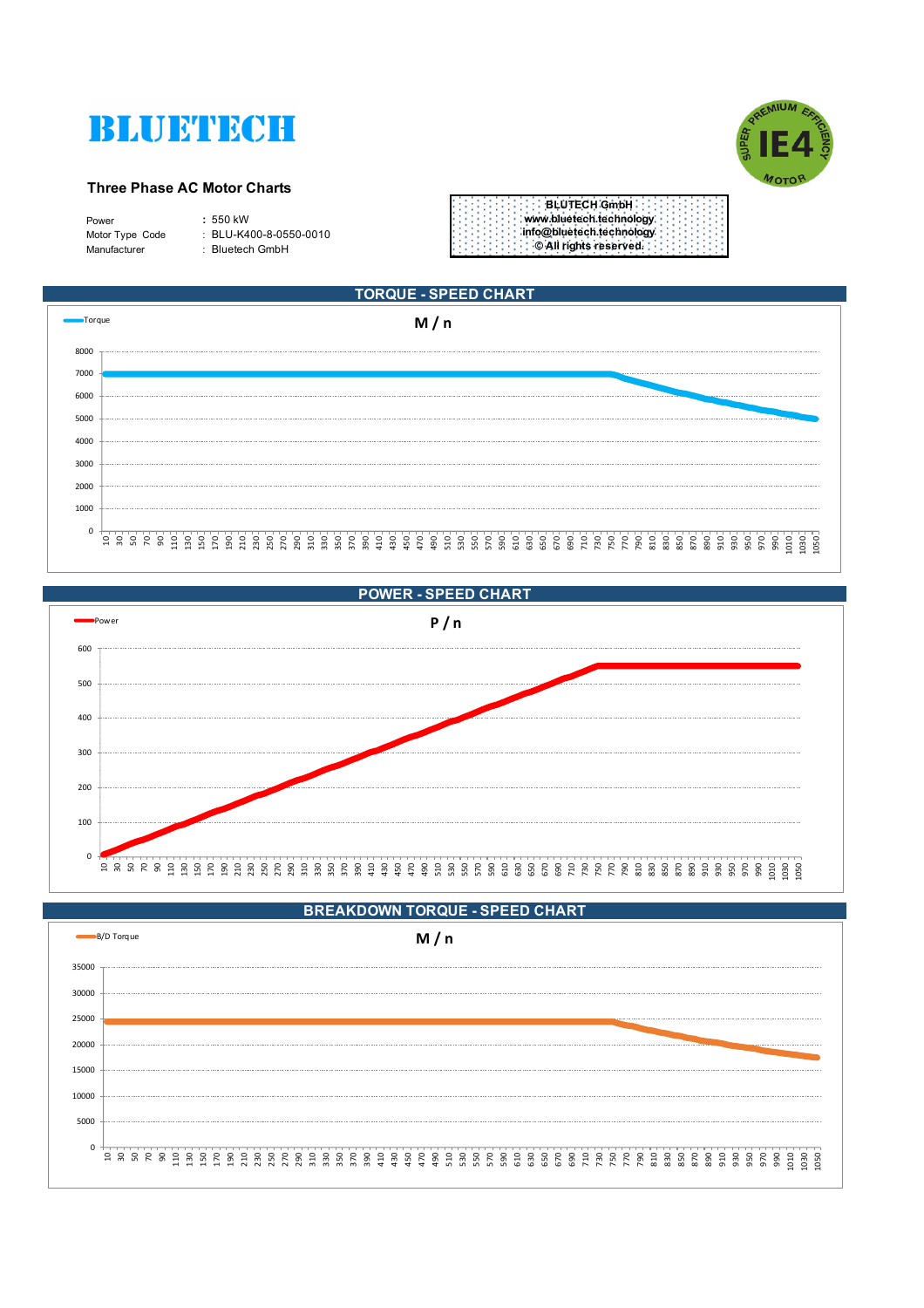# BLUETECH

SUPER PREMIUM EFFICIENCY IE4 MOTOR

## Three Phase AC Motor Charts

| | |
|---|---|
| Power | : 550 kW |
| Motor Type Code | : BLU-K400-8-0550-0010 |
| Manufacturer | : Bluetech GmbH |

BLUTECH GmbH
www.bluetech.technology
info@bluetech.technology
© All rights reserved.

## TORQUE - SPEED CHART

Torque

M / n

## POWER - SPEED CHART

Power

P / n

## BREAKDOWN TORQUE - SPEED CHART

B/D Torque

M / n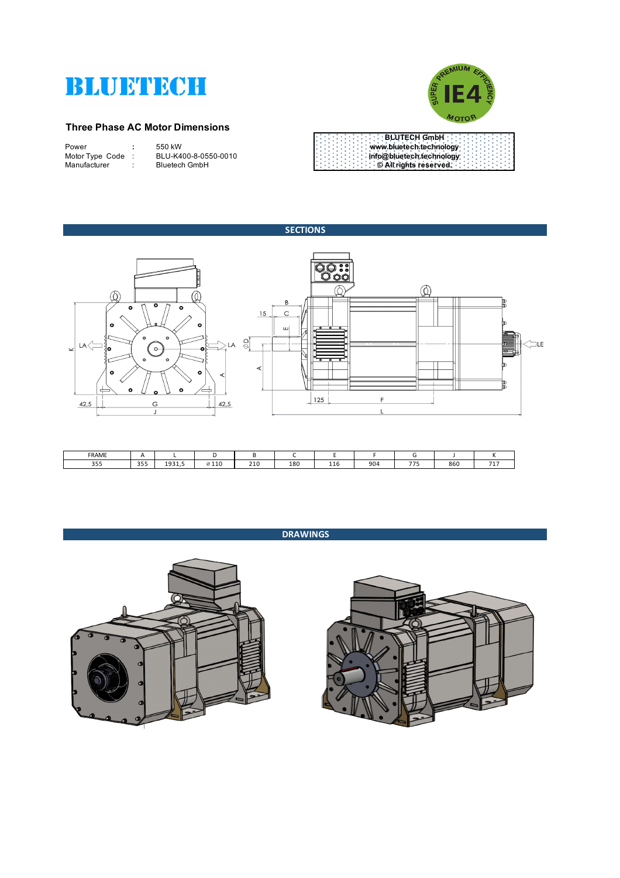# BLUETECH

## Three Phase AC Motor Dimensions

Power : 550 kW
Motor Type Code : BLU-K400-8-0550-0010
Manufacturer : Bluetech GmbH

SUPER PREMIUM EFFICIENCY IE4 MOTOR

**BLUTECH GmbH**
**www.bluetech.technology**
**info@bluetech.technology**
**© All rights reserved.**

## SECTIONS

| FRAME | A | L | D | B | C | E | F | G | J | K |
|---|---|---|---|---|---|---|---|---|---|---|
| 355 | 355 | 1931,5 | ⌀110 | 210 | 180 | 116 | 904 | 775 | 860 | 717 |

## DRAWINGS